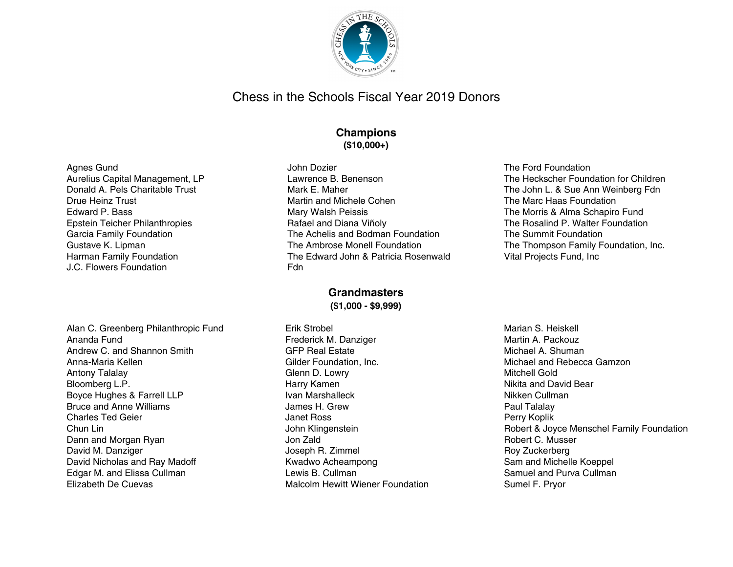# Chess in the Schools Fiscal Year 2019 Donors

## Champions
**($10,000+)**

Agnes Gund
Aurelius Capital Management, LP
Donald A. Pels Charitable Trust
Drue Heinz Trust
Edward P. Bass
Epstein Teicher Philanthropies
Garcia Family Foundation
Gustave K. Lipman
Harman Family Foundation
J.C. Flowers Foundation
John Dozier
Lawrence B. Benenson
Mark E. Maher
Martin and Michele Cohen
Mary Walsh Peissis
Rafael and Diana Viñoly
The Achelis and Bodman Foundation
The Ambrose Monell Foundation
The Edward John & Patricia Rosenwald Fdn
The Ford Foundation
The Heckscher Foundation for Children
The John L. & Sue Ann Weinberg Fdn
The Marc Haas Foundation
The Morris & Alma Schapiro Fund
The Rosalind P. Walter Foundation
The Summit Foundation
The Thompson Family Foundation, Inc.
Vital Projects Fund, Inc

## Grandmasters
**($1,000 - $9,999)**

Alan C. Greenberg Philanthropic Fund
Ananda Fund
Andrew C. and Shannon Smith
Anna-Maria Kellen
Antony Talalay
Bloomberg L.P.
Boyce Hughes & Farrell LLP
Bruce and Anne Williams
Charles Ted Geier
Chun Lin
Dann and Morgan Ryan
David M. Danziger
David Nicholas and Ray Madoff
Edgar M. and Elissa Cullman
Elizabeth De Cuevas
Erik Strobel
Frederick M. Danziger
GFP Real Estate
Gilder Foundation, Inc.
Glenn D. Lowry
Harry Kamen
Ivan Marshalleck
James H. Grew
Janet Ross
John Klingenstein
Jon Zald
Joseph R. Zimmel
Kwadwo Acheampong
Lewis B. Cullman
Malcolm Hewitt Wiener Foundation
Marian S. Heiskell
Martin A. Packouz
Michael A. Shuman
Michael and Rebecca Gamzon
Mitchell Gold
Nikita and David Bear
Nikken Cullman
Paul Talalay
Perry Koplik
Robert & Joyce Menschel Family Foundation
Robert C. Musser
Roy Zuckerberg
Sam and Michelle Koeppel
Samuel and Purva Cullman
Sumel F. Pryor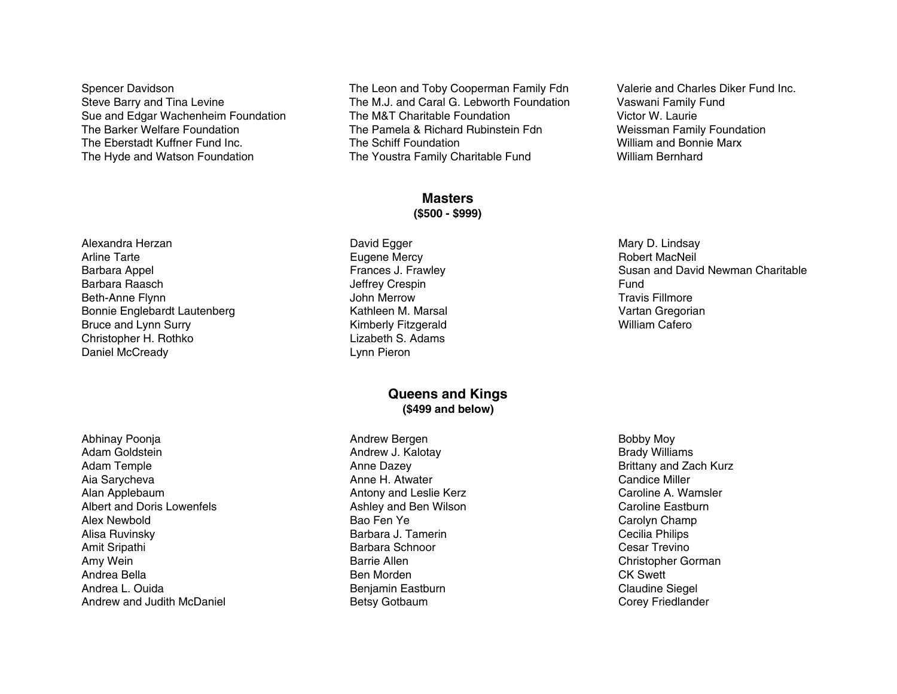Spencer Davidson
Steve Barry and Tina Levine
Sue and Edgar Wachenheim Foundation
The Barker Welfare Foundation
The Eberstadt Kuffner Fund Inc.
The Hyde and Watson Foundation
The Leon and Toby Cooperman Family Fdn
The M.J. and Caral G. Lebworth Foundation
The M&T Charitable Foundation
The Pamela & Richard Rubinstein Fdn
The Schiff Foundation
The Youstra Family Charitable Fund
Valerie and Charles Diker Fund Inc.
Vaswani Family Fund
Victor W. Laurie
Weissman Family Foundation
William and Bonnie Marx
William Bernhard

## Masters
**($500 - $999)**

Alexandra Herzan
Arline Tarte
Barbara Appel
Barbara Raasch
Beth-Anne Flynn
Bonnie Englebardt Lautenberg
Bruce and Lynn Surry
Christopher H. Rothko
Daniel McCready
David Egger
Eugene Mercy
Frances J. Frawley
Jeffrey Crespin
John Merrow
Kathleen M. Marsal
Kimberly Fitzgerald
Lizabeth S. Adams
Lynn Pieron
Mary D. Lindsay
Robert MacNeil
Susan and David Newman Charitable Fund
Travis Fillmore
Vartan Gregorian
William Cafero

## Queens and Kings
**($499 and below)**

Abhinay Poonja
Adam Goldstein
Adam Temple
Aia Sarycheva
Alan Applebaum
Albert and Doris Lowenfels
Alex Newbold
Alisa Ruvinsky
Amit Sripathi
Amy Wein
Andrea Bella
Andrea L. Ouida
Andrew and Judith McDaniel
Andrew Bergen
Andrew J. Kalotay
Anne Dazey
Anne H. Atwater
Antony and Leslie Kerz
Ashley and Ben Wilson
Bao Fen Ye
Barbara J. Tamerin
Barbara Schnoor
Barrie Allen
Ben Morden
Benjamin Eastburn
Betsy Gotbaum
Bobby Moy
Brady Williams
Brittany and Zach Kurz
Candice Miller
Caroline A. Wamsler
Caroline Eastburn
Carolyn Champ
Cecilia Philips
Cesar Trevino
Christopher Gorman
CK Swett
Claudine Siegel
Corey Friedlander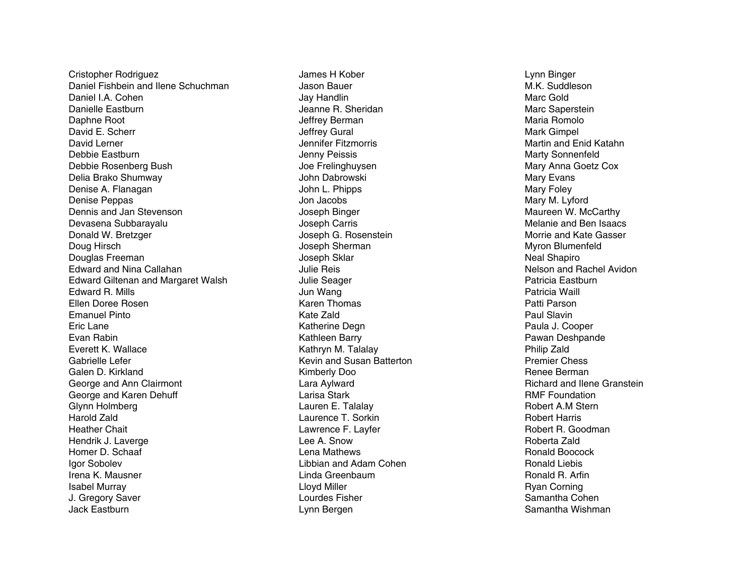Cristopher Rodriguez
Daniel Fishbein and Ilene Schuchman
Daniel I.A. Cohen
Danielle Eastburn
Daphne Root
David E. Scherr
David Lerner
Debbie Eastburn
Debbie Rosenberg Bush
Delia Brako Shumway
Denise A. Flanagan
Denise Peppas
Dennis and Jan Stevenson
Devasena Subbarayalu
Donald W. Bretzger
Doug Hirsch
Douglas Freeman
Edward and Nina Callahan
Edward Giltenan and Margaret Walsh
Edward R. Mills
Ellen Doree Rosen
Emanuel Pinto
Eric Lane
Evan Rabin
Everett K. Wallace
Gabrielle Lefer
Galen D. Kirkland
George and Ann Clairmont
George and Karen Dehuff
Glynn Holmberg
Harold Zald
Heather Chait
Hendrik J. Laverge
Homer D. Schaaf
Igor Sobolev
Irena K. Mausner
Isabel Murray
J. Gregory Saver
Jack Eastburn
James H Kober
Jason Bauer
Jay Handlin
Jeanne R. Sheridan
Jeffrey Berman
Jeffrey Gural
Jennifer Fitzmorris
Jenny Peissis
Joe Frelinghuysen
John Dabrowski
John L. Phipps
Jon Jacobs
Joseph Binger
Joseph Carris
Joseph G. Rosenstein
Joseph Sherman
Joseph Sklar
Julie Reis
Julie Seager
Jun Wang
Karen Thomas
Kate Zald
Katherine Degn
Kathleen Barry
Kathryn M. Talalay
Kevin and Susan Batterton
Kimberly Doo
Lara Aylward
Larisa Stark
Lauren E. Talalay
Laurence T. Sorkin
Lawrence F. Layfer
Lee A. Snow
Lena Mathews
Libbian and Adam Cohen
Linda Greenbaum
Lloyd Miller
Lourdes Fisher
Lynn Bergen
Lynn Binger
M.K. Suddleson
Marc Gold
Marc Saperstein
Maria Romolo
Mark Gimpel
Martin and Enid Katahn
Marty Sonnenfeld
Mary Anna Goetz Cox
Mary Evans
Mary Foley
Mary M. Lyford
Maureen W. McCarthy
Melanie and Ben Isaacs
Morrie and Kate Gasser
Myron Blumenfeld
Neal Shapiro
Nelson and Rachel Avidon
Patricia Eastburn
Patricia Waill
Patti Parson
Paul Slavin
Paula J. Cooper
Pawan Deshpande
Philip Zald
Premier Chess
Renee Berman
Richard and Ilene Granstein
RMF Foundation
Robert A.M Stern
Robert Harris
Robert R. Goodman
Roberta Zald
Ronald Boocock
Ronald Liebis
Ronald R. Arfin
Ryan Corning
Samantha Cohen
Samantha Wishman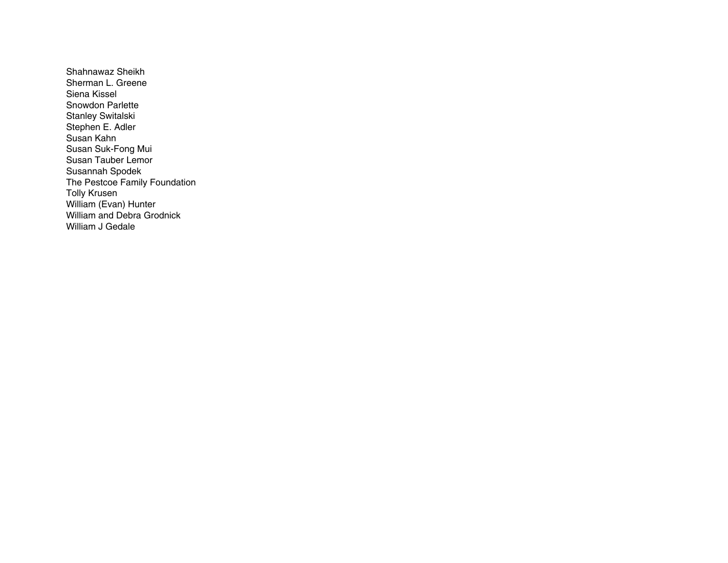Shahnawaz Sheikh
Sherman L. Greene
Siena Kissel
Snowdon Parlette
Stanley Switalski
Stephen E. Adler
Susan Kahn
Susan Suk-Fong Mui
Susan Tauber Lemor
Susannah Spodek
The Pestcoe Family Foundation
Tolly Krusen
William (Evan) Hunter
William and Debra Grodnick
William J Gedale